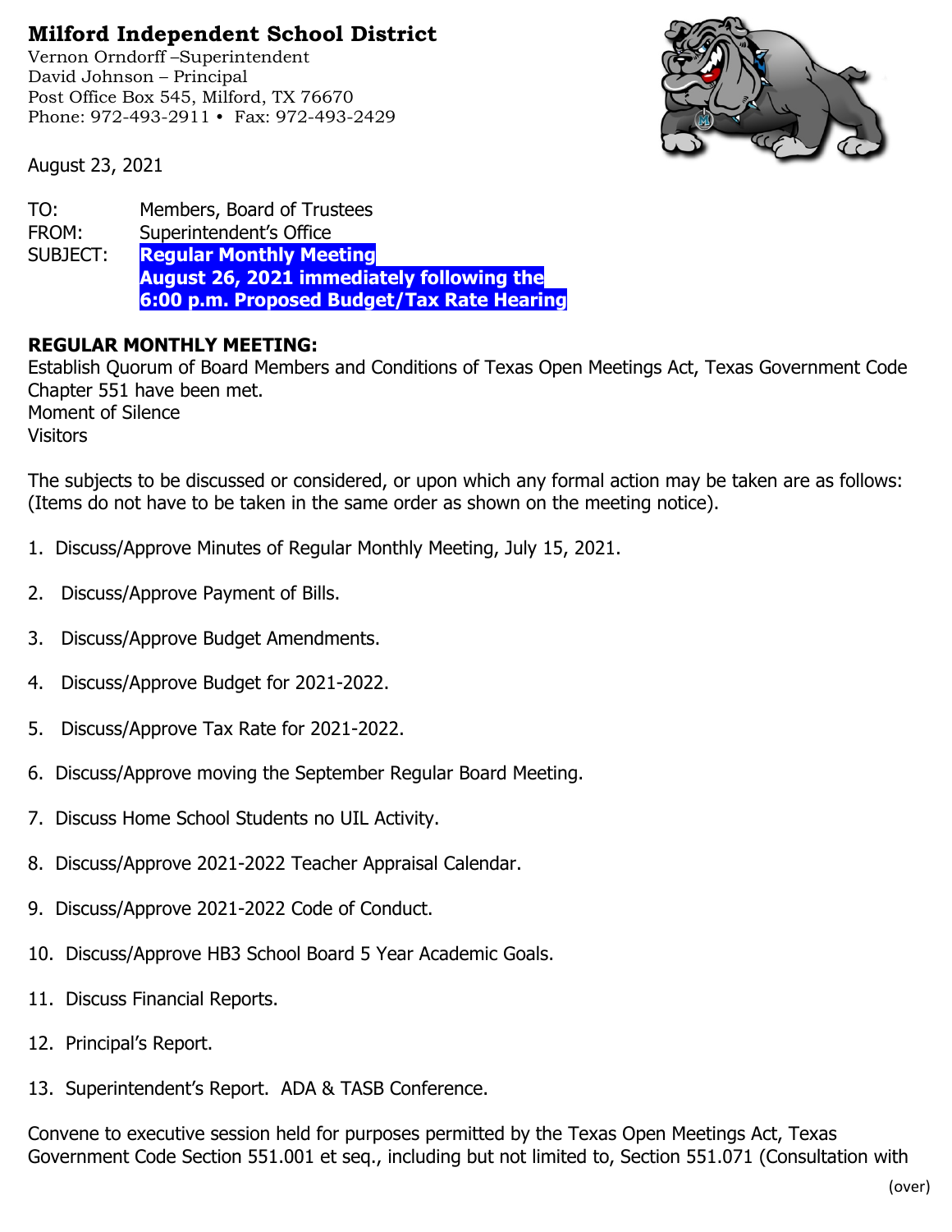# Milford Independent School District

Vernon Orndorff –Superintendent
David Johnson – Principal
Post Office Box 545, Milford, TX 76670
Phone: 972-493-2911 • Fax: 972-493-2429

August 23, 2021

TO: Members, Board of Trustees
FROM: Superintendent's Office
SUBJECT: **Regular Monthly Meeting**
**August 26, 2021 immediately following the**
**6:00 p.m. Proposed Budget/Tax Rate Hearing**

**REGULAR MONTHLY MEETING:**

Establish Quorum of Board Members and Conditions of Texas Open Meetings Act, Texas Government Code Chapter 551 have been met.
Moment of Silence
Visitors

The subjects to be discussed or considered, or upon which any formal action may be taken are as follows: (Items do not have to be taken in the same order as shown on the meeting notice).

1. Discuss/Approve Minutes of Regular Monthly Meeting, July 15, 2021.
2. Discuss/Approve Payment of Bills.
3. Discuss/Approve Budget Amendments.
4. Discuss/Approve Budget for 2021-2022.
5. Discuss/Approve Tax Rate for 2021-2022.
6. Discuss/Approve moving the September Regular Board Meeting.
7. Discuss Home School Students no UIL Activity.
8. Discuss/Approve 2021-2022 Teacher Appraisal Calendar.
9. Discuss/Approve 2021-2022 Code of Conduct.
10. Discuss/Approve HB3 School Board 5 Year Academic Goals.
11. Discuss Financial Reports.
12. Principal's Report.
13. Superintendent's Report. ADA & TASB Conference.

Convene to executive session held for purposes permitted by the Texas Open Meetings Act, Texas Government Code Section 551.001 et seq., including but not limited to, Section 551.071 (Consultation with

(over)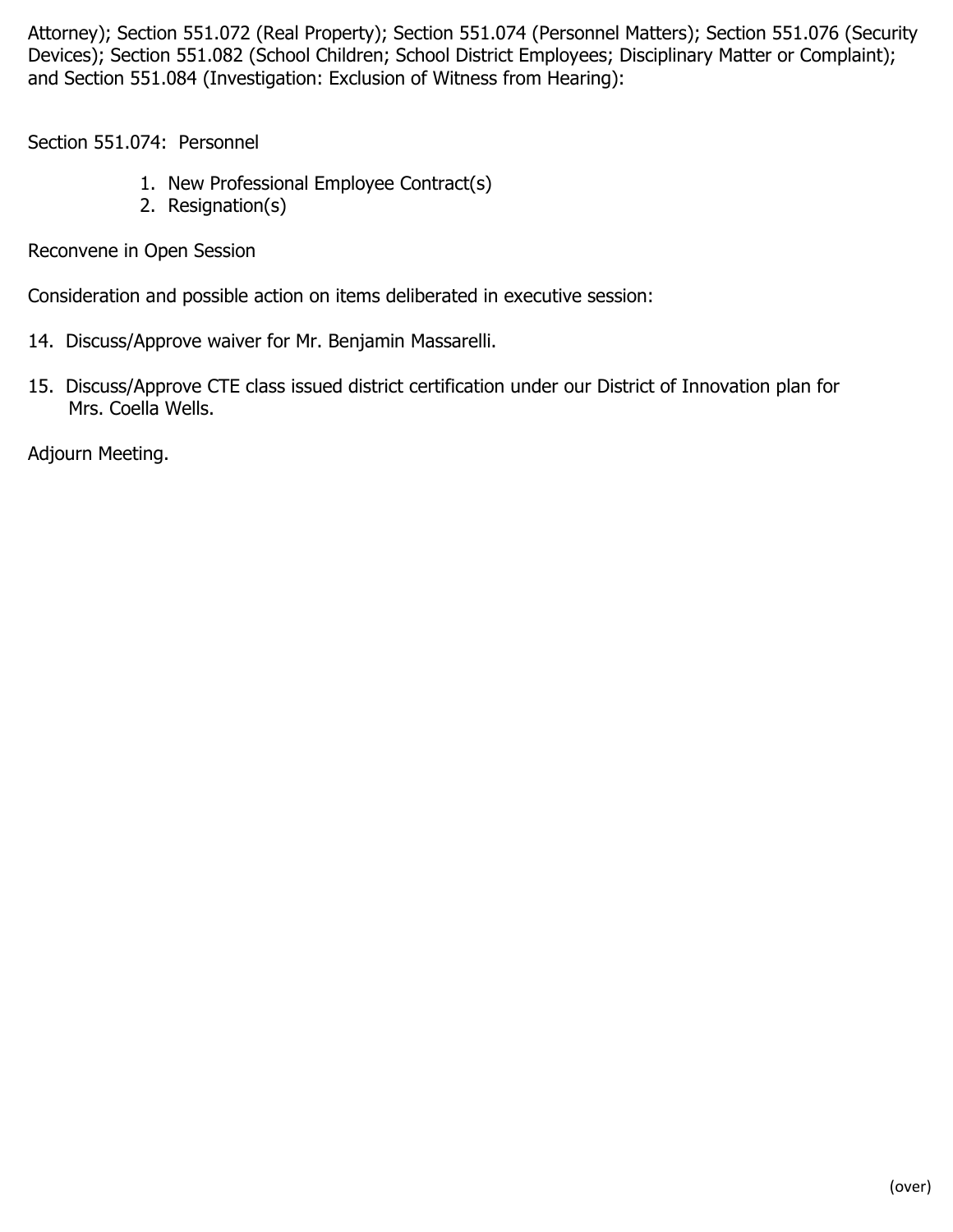Attorney); Section 551.072 (Real Property); Section 551.074 (Personnel Matters); Section 551.076 (Security Devices); Section 551.082 (School Children; School District Employees; Disciplinary Matter or Complaint); and Section 551.084 (Investigation: Exclusion of Witness from Hearing):

Section 551.074: Personnel

1. New Professional Employee Contract(s)
2. Resignation(s)

Reconvene in Open Session

Consideration and possible action on items deliberated in executive session:

14. Discuss/Approve waiver for Mr. Benjamin Massarelli.

15. Discuss/Approve CTE class issued district certification under our District of Innovation plan for Mrs. Coella Wells.

Adjourn Meeting.

(over)